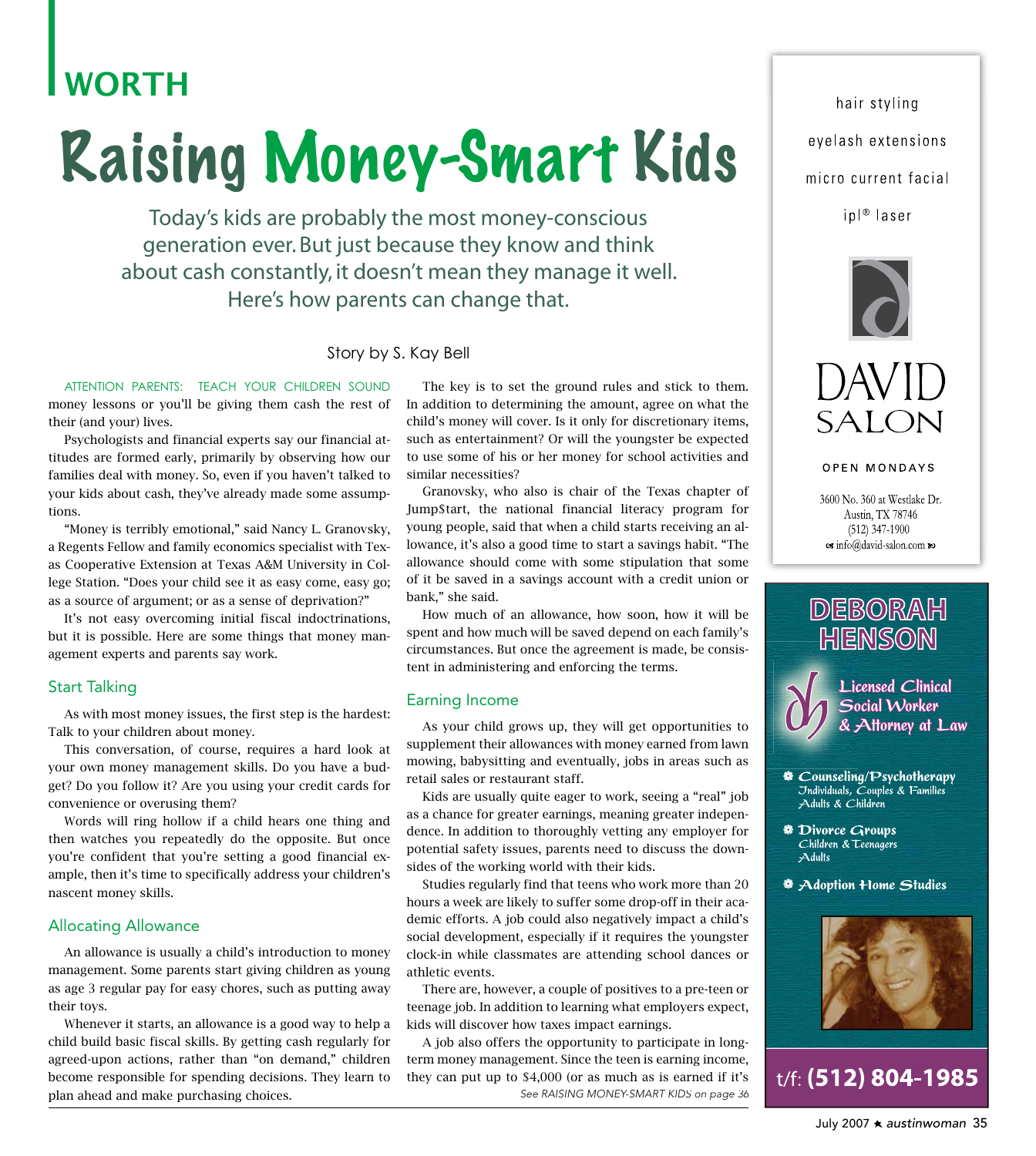# WORTH

# Raising Money-Smart Kids

Today's kids are probably the most money-conscious generation ever. But just because they know and think about cash constantly, it doesn't mean they manage it well. Here's how parents can change that.

Story by S. Kay Bell

ATTENTION PARENTS: TEACH YOUR CHILDREN SOUND money lessons or you'll be giving them cash the rest of their (and your) lives.

Psychologists and financial experts say our financial attitudes are formed early, primarily by observing how our families deal with money. So, even if you haven't talked to your kids about cash, they've already made some assumptions.

"Money is terribly emotional," said Nancy L. Granovsky, a Regents Fellow and family economics specialist with Texas Cooperative Extension at Texas A&M University in College Station. "Does your child see it as easy come, easy go; as a source of argument; or as a sense of deprivation?"

It's not easy overcoming initial fiscal indoctrinations, but it is possible. Here are some things that money management experts and parents say work.

## Start Talking

As with most money issues, the first step is the hardest: Talk to your children about money.

This conversation, of course, requires a hard look at your own money management skills. Do you have a budget? Do you follow it? Are you using your credit cards for convenience or overusing them?

Words will ring hollow if a child hears one thing and then watches you repeatedly do the opposite. But once you're confident that you're setting a good financial example, then it's time to specifically address your children's nascent money skills.

## Allocating Allowance

An allowance is usually a child's introduction to money management. Some parents start giving children as young as age 3 regular pay for easy chores, such as putting away their toys.

Whenever it starts, an allowance is a good way to help a child build basic fiscal skills. By getting cash regularly for agreed-upon actions, rather than "on demand," children become responsible for spending decisions. They learn to plan ahead and make purchasing choices.

The key is to set the ground rules and stick to them. In addition to determining the amount, agree on what the child's money will cover. Is it only for discretionary items, such as entertainment? Or will the youngster be expected to use some of his or her money for school activities and similar necessities?

Granovsky, who also is chair of the Texas chapter of Jump$tart, the national financial literacy program for young people, said that when a child starts receiving an allowance, it's also a good time to start a savings habit. "The allowance should come with some stipulation that some of it be saved in a savings account with a credit union or bank," she said.

How much of an allowance, how soon, how it will be spent and how much will be saved depend on each family's circumstances. But once the agreement is made, be consistent in administering and enforcing the terms.

## Earning Income

As your child grows up, they will get opportunities to supplement their allowances with money earned from lawn mowing, babysitting and eventually, jobs in areas such as retail sales or restaurant staff.

Kids are usually quite eager to work, seeing a "real" job as a chance for greater earnings, meaning greater independence. In addition to thoroughly vetting any employer for potential safety issues, parents need to discuss the downsides of the working world with their kids.

Studies regularly find that teens who work more than 20 hours a week are likely to suffer some drop-off in their academic efforts. A job could also negatively impact a child's social development, especially if it requires the youngster clock-in while classmates are attending school dances or athletic events.

There are, however, a couple of positives to a pre-teen or teenage job. In addition to learning what employers expect, kids will discover how taxes impact earnings.

A job also offers the opportunity to participate in long-term money management. Since the teen is earning income, they can put up to $4,000 (or as much as is earned if it's

*See RAISING MONEY-SMART KIDS on page 36*

---

hair styling

eyelash extensions

micro current facial

ipl® laser

DAVID SALON

OPEN MONDAYS

3600 No. 360 at Westlake Dr.
Austin, TX 78746
(512) 347-1900
info@david-salon.com

---

**DEBORAH HENSON**

Licensed Clinical Social Worker & Attorney at Law

- Counseling/Psychotherapy
  Individuals, Couples & Families
  Adults & Children
- Divorce Groups
  Children & Teenagers
  Adults
- Adoption Home Studies

t/f: **(512) 804-1985**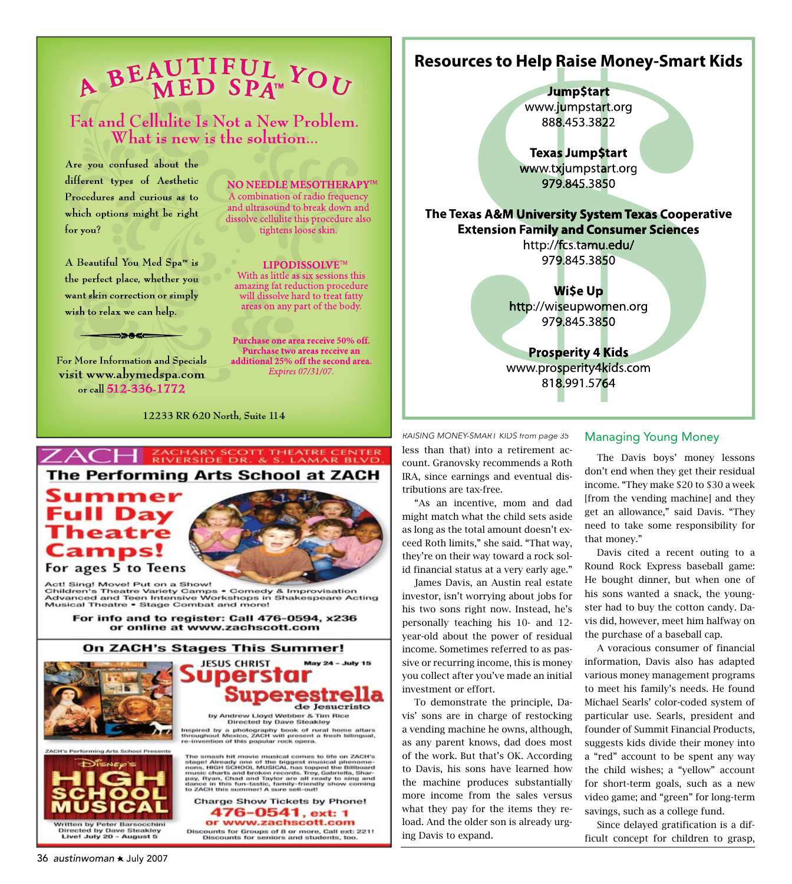# A BEAUTIFUL YOU MED SPA™

## Fat and Cellulite Is Not a New Problem. What is new is the solution...

Are you confused about the different types of Aesthetic Procedures and curious as to which options might be right for you?

A Beautiful You Med Spa™ is the perfect place, whether you want skin correction or simply wish to relax we can help.

For More Information and Specials visit www.abymedspa.com or call 512-336-1772

**NO NEEDLE MESOTHERAPY™**
A combination of radio frequency and ultrasound to break down and dissolve cellulite this procedure also tightens loose skin.

**LIPODISSOLVE™**
With as little as six sessions this amazing fat reduction procedure will dissolve hard to treat fatty areas on any part of the body.

**Purchase one area receive 50% off. Purchase two areas receive an additional 25% off the second area.**
*Expires 07/31/07.*

12233 RR 620 North, Suite 114

---

ZACH ZACHARY SCOTT THEATRE CENTER RIVERSIDE DR. & S. LAMAR BLVD.

## The Performing Arts School at ZACH

**Summer Full Day Theatre Camps!**
For ages 5 to Teens

Act! Sing! Move! Put on a Show!
Children's Theatre Variety Camps • Comedy & Improvisation
Advanced and Teen Intensive Workshops in Shakespeare Acting
Musical Theatre • Stage Combat and more!

For info and to register: Call 476-0594, x236
or online at www.zachscott.com

**On ZACH's Stages This Summer!**

JESUS CHRIST **Superstar Superestrella** de Jesucristo — May 24 – July 15
by Andrew Lloyd Webber & Tim Rice
Directed by Dave Steakley
Inspired by a photography book of rural home altars throughout Mexico, ZACH will present a fresh bilingual, re-invention of this popular rock opera.

ZACH's Performing Arts School Presents
Disney's **HIGH SCHOOL MUSICAL**
Written by Peter Barsocchini
Directed by Dave Steakley
Live! July 20 – August 5

The smash hit movie musical comes to life on ZACH's stage! Already one of the biggest musical phenomenons, HIGH SCHOOL MUSICAL has topped the Billboard music charts and broken records. Troy, Gabriella, Sharpay, Ryan, Chad and Taylor are all ready to sing and dance in this fun-tastic, family-friendly show coming to ZACH this summer! A sure sell-out!

Charge Show Tickets by Phone!
**476-0541, ext: 1**
or www.zachscott.com
Discounts for Groups of 8 or more, Call ext: 221!
Discounts for seniors and students, too.

---

## Resources to Help Raise Money-Smart Kids

**Jump$tart**
www.jumpstart.org
888.453.3822

**Texas Jump$tart**
www.txjumpstart.org
979.845.3850

**The Texas A&M University System Texas Cooperative Extension Family and Consumer Sciences**
http://fcs.tamu.edu/
979.845.3850

**Wi$e Up**
http://wiseupwomen.org
979.845.3850

**Prosperity 4 Kids**
www.prosperity4kids.com
818.991.5764

---

*RAISING MONEY-SMART KIDS from page 35*

less than that) into a retirement account. Granovsky recommends a Roth IRA, since earnings and eventual distributions are tax-free.

"As an incentive, mom and dad might match what the child sets aside as long as the total amount doesn't exceed Roth limits," she said. "That way, they're on their way toward a rock solid financial status at a very early age."

James Davis, an Austin real estate investor, isn't worrying about jobs for his two sons right now. Instead, he's personally teaching his 10- and 12-year-old about the power of residual income. Sometimes referred to as passive or recurring income, this is money you collect after you've made an initial investment or effort.

To demonstrate the principle, Davis' sons are in charge of restocking a vending machine he owns, although, as any parent knows, dad does most of the work. But that's OK. According to Davis, his sons have learned how the machine produces substantially more income from the sales versus what they pay for the items they reload. And the older son is already urging Davis to expand.

### Managing Young Money

The Davis boys' money lessons don't end when they get their residual income. "They make $20 to $30 a week [from the vending machine] and they get an allowance," said Davis. "They need to take some responsibility for that money."

Davis cited a recent outing to a Round Rock Express baseball game: He bought dinner, but when one of his sons wanted a snack, the youngster had to buy the cotton candy. Davis did, however, meet him halfway on the purchase of a baseball cap.

A voracious consumer of financial information, Davis also has adapted various money management programs to meet his family's needs. He found Michael Searls' color-coded system of particular use. Searls, president and founder of Summit Financial Products, suggests kids divide their money into a "red" account to be spent any way the child wishes; a "yellow" account for short-term goals, such as a new video game; and "green" for long-term savings, such as a college fund.

Since delayed gratification is a difficult concept for children to grasp,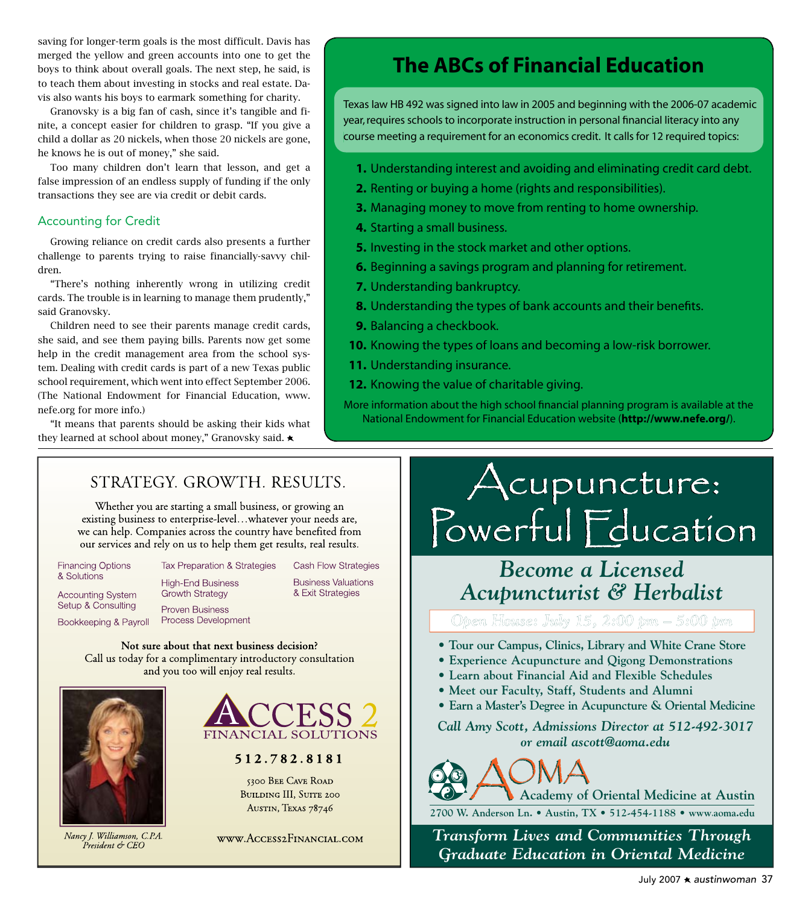saving for longer-term goals is the most difficult. Davis has merged the yellow and green accounts into one to get the boys to think about overall goals. The next step, he said, is to teach them about investing in stocks and real estate. Davis also wants his boys to earmark something for charity.

Granovsky is a big fan of cash, since it's tangible and finite, a concept easier for children to grasp. "If you give a child a dollar as 20 nickels, when those 20 nickels are gone, he knows he is out of money," she said.

Too many children don't learn that lesson, and get a false impression of an endless supply of funding if the only transactions they see are via credit or debit cards.

### Accounting for Credit

Growing reliance on credit cards also presents a further challenge to parents trying to raise financially-savvy children.

"There's nothing inherently wrong in utilizing credit cards. The trouble is in learning to manage them prudently," said Granovsky.

Children need to see their parents manage credit cards, she said, and see them paying bills. Parents now get some help in the credit management area from the school system. Dealing with credit cards is part of a new Texas public school requirement, which went into effect September 2006. (The National Endowment for Financial Education, www.nefe.org for more info.)

"It means that parents should be asking their kids what they learned at school about money," Granovsky said. ★

## The ABCs of Financial Education

Texas law HB 492 was signed into law in 2005 and beginning with the 2006-07 academic year, requires schools to incorporate instruction in personal financial literacy into any course meeting a requirement for an economics credit. It calls for 12 required topics:

1. Understanding interest and avoiding and eliminating credit card debt.
2. Renting or buying a home (rights and responsibilities).
3. Managing money to move from renting to home ownership.
4. Starting a small business.
5. Investing in the stock market and other options.
6. Beginning a savings program and planning for retirement.
7. Understanding bankruptcy.
8. Understanding the types of bank accounts and their benefits.
9. Balancing a checkbook.
10. Knowing the types of loans and becoming a low-risk borrower.
11. Understanding insurance.
12. Knowing the value of charitable giving.

More information about the high school financial planning program is available at the National Endowment for Financial Education website (**http://www.nefe.org/**).

## STRATEGY. GROWTH. RESULTS.

Whether you are starting a small business, or growing an existing business to enterprise-level…whatever your needs are, we can help. Companies across the country have benefited from our services and rely on us to help them get results, real results.

- Financing Options & Solutions
- Accounting System Setup & Consulting
- Bookkeeping & Payroll
- Tax Preparation & Strategies
- High-End Business Growth Strategy
- Proven Business Process Development
- Cash Flow Strategies
- Business Valuations & Exit Strategies

**Not sure about that next business decision?**
Call us today for a complimentary introductory consultation and you too will enjoy real results.

*Nancy J. Williamson, C.P.A.*
*President & CEO*

ACCESS 2
FINANCIAL SOLUTIONS

**512.782.8181**

5300 Bee Cave Road
Building III, Suite 200
Austin, Texas 78746

www.Access2Financial.com

## Acupuncture: Powerful Education

### *Become a Licensed Acupuncturist & Herbalist*

Open House: July 15, 2:00 pm – 5:00 pm

- Tour our Campus, Clinics, Library and White Crane Store
- Experience Acupuncture and Qigong Demonstrations
- Learn about Financial Aid and Flexible Schedules
- Meet our Faculty, Staff, Students and Alumni
- Earn a Master's Degree in Acupuncture & Oriental Medicine

***Call Amy Scott, Admissions Director at 512-492-3017 or email ascott@aoma.edu***

AOMA Academy of Oriental Medicine at Austin

2700 W. Anderson Ln. • Austin, TX • 512-454-1188 • www.aoma.edu

***Transform Lives and Communities Through Graduate Education in Oriental Medicine***